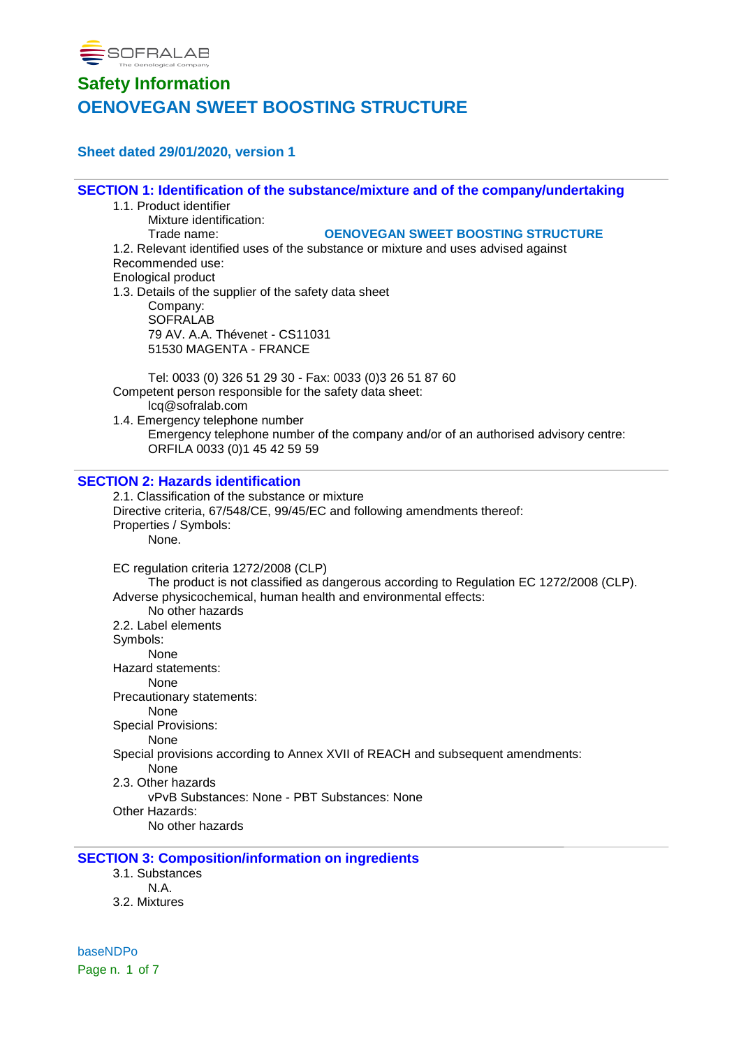SOFRALAB
The Oenological Company

# Safety Information

# OENOVEGAN SWEET BOOSTING STRUCTURE

### Sheet dated 29/01/2020, version 1

## SECTION 1: Identification of the substance/mixture and of the company/undertaking

1.1. Product identifier

Mixture identification:

Trade name: **OENOVEGAN SWEET BOOSTING STRUCTURE**

1.2. Relevant identified uses of the substance or mixture and uses advised against

Recommended use:

Enological product

1.3. Details of the supplier of the safety data sheet

Company:
SOFRALAB
79 AV. A.A. Thévenet - CS11031
51530 MAGENTA - FRANCE

Tel: 0033 (0) 326 51 29 30 - Fax: 0033 (0)3 26 51 87 60

Competent person responsible for the safety data sheet:

lcq@sofralab.com

1.4. Emergency telephone number

Emergency telephone number of the company and/or of an authorised advisory centre:
ORFILA 0033 (0)1 45 42 59 59

## SECTION 2: Hazards identification

2.1. Classification of the substance or mixture

Directive criteria, 67/548/CE, 99/45/EC and following amendments thereof:

Properties / Symbols:

None.

EC regulation criteria 1272/2008 (CLP)

The product is not classified as dangerous according to Regulation EC 1272/2008 (CLP).

Adverse physicochemical, human health and environmental effects:

No other hazards

2.2. Label elements

Symbols:

None

Hazard statements:

None

Precautionary statements:

None

Special Provisions:

None

Special provisions according to Annex XVII of REACH and subsequent amendments:

None

2.3. Other hazards

vPvB Substances: None - PBT Substances: None

Other Hazards:

No other hazards

## SECTION 3: Composition/information on ingredients

3.1. Substances

N.A.

3.2. Mixtures

baseNDPo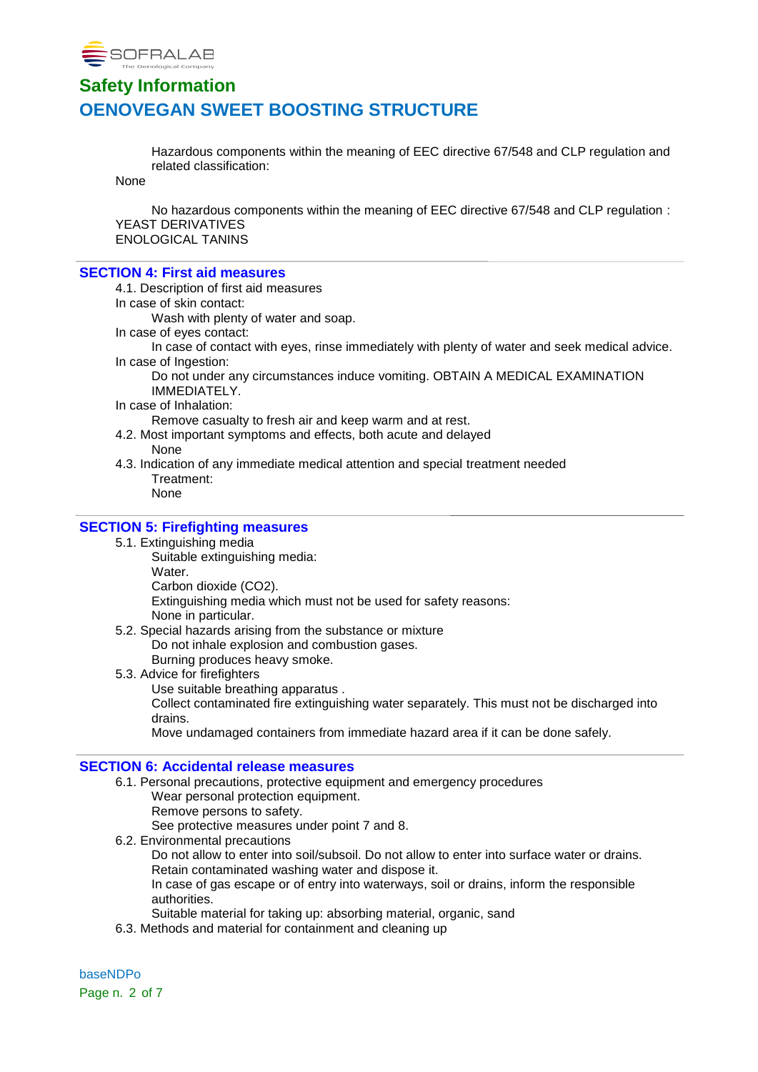Hazardous components within the meaning of EEC directive 67/548 and CLP regulation and related classification:

None

No hazardous components within the meaning of EEC directive 67/548 and CLP regulation :

YEAST DERIVATIVES

ENOLOGICAL TANINS

## SECTION 4: First aid measures

4.1. Description of first aid measures

In case of skin contact:

Wash with plenty of water and soap.

In case of eyes contact:

In case of contact with eyes, rinse immediately with plenty of water and seek medical advice.

In case of Ingestion:

Do not under any circumstances induce vomiting. OBTAIN A MEDICAL EXAMINATION IMMEDIATELY.

In case of Inhalation:

Remove casualty to fresh air and keep warm and at rest.

4.2. Most important symptoms and effects, both acute and delayed

None

4.3. Indication of any immediate medical attention and special treatment needed

Treatment:

None

## SECTION 5: Firefighting measures

5.1. Extinguishing media

Suitable extinguishing media:

Water.

Carbon dioxide ($CO_2$).

Extinguishing media which must not be used for safety reasons:

None in particular.

5.2. Special hazards arising from the substance or mixture

Do not inhale explosion and combustion gases.

Burning produces heavy smoke.

5.3. Advice for firefighters

Use suitable breathing apparatus .

Collect contaminated fire extinguishing water separately. This must not be discharged into drains.

Move undamaged containers from immediate hazard area if it can be done safely.

## SECTION 6: Accidental release measures

6.1. Personal precautions, protective equipment and emergency procedures

Wear personal protection equipment.

Remove persons to safety.

See protective measures under point 7 and 8.

6.2. Environmental precautions

Do not allow to enter into soil/subsoil. Do not allow to enter into surface water or drains.

Retain contaminated washing water and dispose it.

In case of gas escape or of entry into waterways, soil or drains, inform the responsible authorities.

Suitable material for taking up: absorbing material, organic, sand

6.3. Methods and material for containment and cleaning up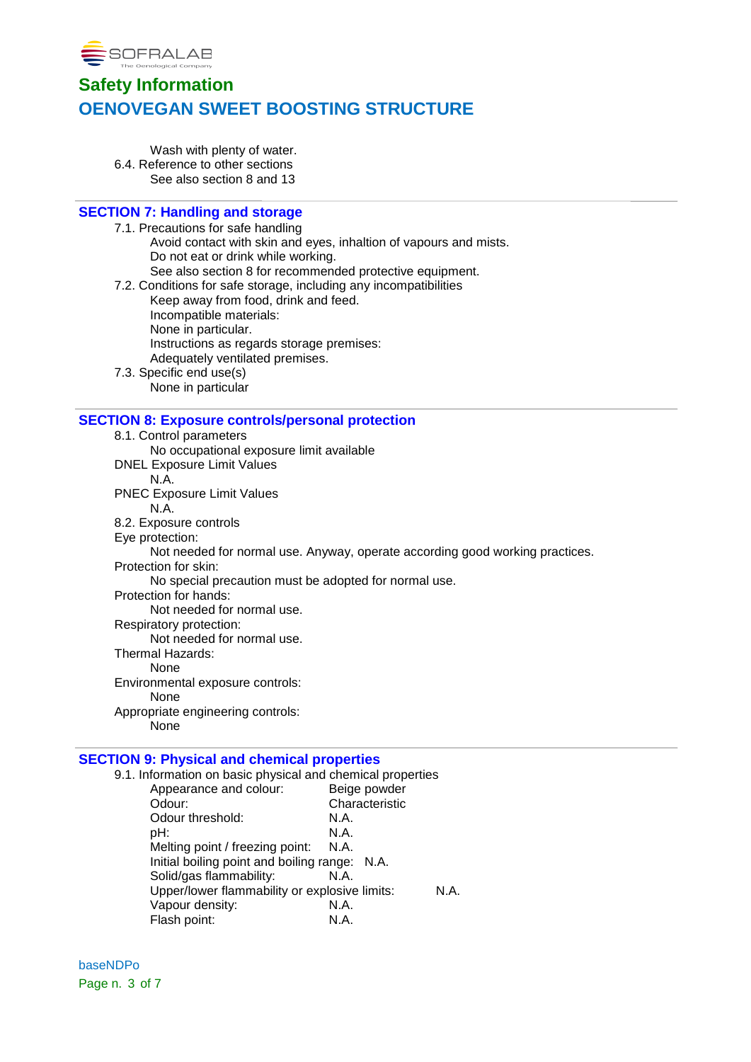Wash with plenty of water.

6.4. Reference to other sections

See also section 8 and 13

## SECTION 7: Handling and storage

7.1. Precautions for safe handling

Avoid contact with skin and eyes, inhaltion of vapours and mists.
Do not eat or drink while working.
See also section 8 for recommended protective equipment.

7.2. Conditions for safe storage, including any incompatibilities

Keep away from food, drink and feed.
Incompatible materials:
None in particular.
Instructions as regards storage premises:
Adequately ventilated premises.

7.3. Specific end use(s)

None in particular

## SECTION 8: Exposure controls/personal protection

8.1. Control parameters

No occupational exposure limit available

DNEL Exposure Limit Values

N.A.

PNEC Exposure Limit Values

N.A.

8.2. Exposure controls

Eye protection:

Not needed for normal use. Anyway, operate according good working practices.

Protection for skin:

No special precaution must be adopted for normal use.

Protection for hands:

Not needed for normal use.

Respiratory protection:

Not needed for normal use.

Thermal Hazards:

None

Environmental exposure controls:

None

Appropriate engineering controls:

None

## SECTION 9: Physical and chemical properties

9.1. Information on basic physical and chemical properties

| | |
|---|---|
| Appearance and colour: | Beige powder |
| Odour: | Characteristic |
| Odour threshold: | N.A. |
| pH: | N.A. |
| Melting point / freezing point: | N.A. |
| Initial boiling point and boiling range: | N.A. |
| Solid/gas flammability: | N.A. |
| Upper/lower flammability or explosive limits: | N.A. |
| Vapour density: | N.A. |
| Flash point: | N.A. |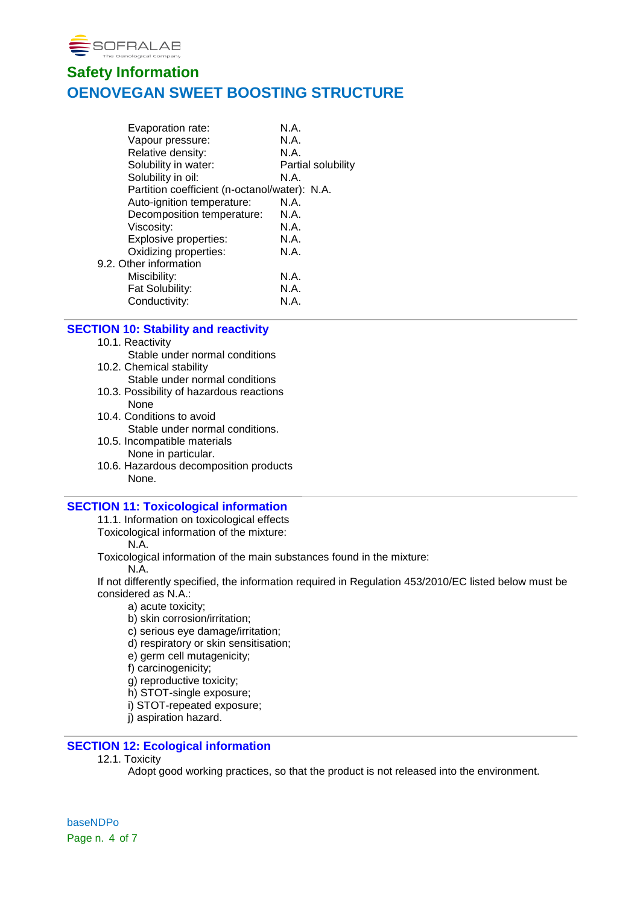| | |
|---|---|
| Evaporation rate: | N.A. |
| Vapour pressure: | N.A. |
| Relative density: | N.A. |
| Solubility in water: | Partial solubility |
| Solubility in oil: | N.A. |
| Partition coefficient (n-octanol/water): | N.A. |
| Auto-ignition temperature: | N.A. |
| Decomposition temperature: | N.A. |
| Viscosity: | N.A. |
| Explosive properties: | N.A. |
| Oxidizing properties: | N.A. |

9.2. Other information

| | |
|---|---|
| Miscibility: | N.A. |
| Fat Solubility: | N.A. |
| Conductivity: | N.A. |

## SECTION 10: Stability and reactivity

10.1. Reactivity
Stable under normal conditions

10.2. Chemical stability
Stable under normal conditions

10.3. Possibility of hazardous reactions
None

10.4. Conditions to avoid
Stable under normal conditions.

10.5. Incompatible materials
None in particular.

10.6. Hazardous decomposition products
None.

## SECTION 11: Toxicological information

11.1. Information on toxicological effects

Toxicological information of the mixture:
N.A.

Toxicological information of the main substances found in the mixture:
N.A.

If not differently specified, the information required in Regulation 453/2010/EC listed below must be considered as N.A.:

a) acute toxicity;
b) skin corrosion/irritation;
c) serious eye damage/irritation;
d) respiratory or skin sensitisation;
e) germ cell mutagenicity;
f) carcinogenicity;
g) reproductive toxicity;
h) STOT-single exposure;
i) STOT-repeated exposure;
j) aspiration hazard.

## SECTION 12: Ecological information

12.1. Toxicity
Adopt good working practices, so that the product is not released into the environment.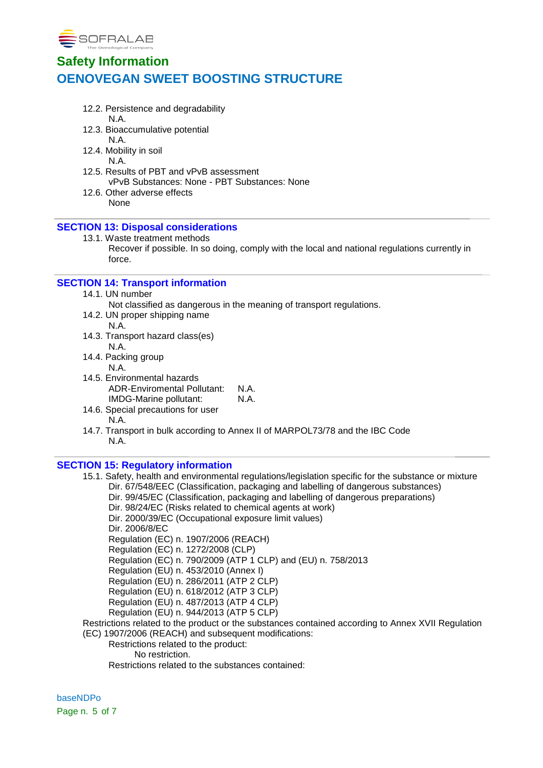12.2. Persistence and degradability
  N.A.
12.3. Bioaccumulative potential
  N.A.
12.4. Mobility in soil
  N.A.
12.5. Results of PBT and vPvB assessment
  vPvB Substances: None - PBT Substances: None
12.6. Other adverse effects
  None

## SECTION 13: Disposal considerations

13.1. Waste treatment methods
  Recover if possible. In so doing, comply with the local and national regulations currently in force.

## SECTION 14: Transport information

14.1. UN number
  Not classified as dangerous in the meaning of transport regulations.
14.2. UN proper shipping name
  N.A.
14.3. Transport hazard class(es)
  N.A.
14.4. Packing group
  N.A.
14.5. Environmental hazards
  ADR-Enviromental Pollutant: N.A.
  IMDG-Marine pollutant: N.A.
14.6. Special precautions for user
  N.A.
14.7. Transport in bulk according to Annex II of MARPOL73/78 and the IBC Code
  N.A.

## SECTION 15: Regulatory information

15.1. Safety, health and environmental regulations/legislation specific for the substance or mixture
  Dir. 67/548/EEC (Classification, packaging and labelling of dangerous substances)
  Dir. 99/45/EC (Classification, packaging and labelling of dangerous preparations)
  Dir. 98/24/EC (Risks related to chemical agents at work)
  Dir. 2000/39/EC (Occupational exposure limit values)
  Dir. 2006/8/EC
  Regulation (EC) n. 1907/2006 (REACH)
  Regulation (EC) n. 1272/2008 (CLP)
  Regulation (EC) n. 790/2009 (ATP 1 CLP) and (EU) n. 758/2013
  Regulation (EU) n. 453/2010 (Annex I)
  Regulation (EU) n. 286/2011 (ATP 2 CLP)
  Regulation (EU) n. 618/2012 (ATP 3 CLP)
  Regulation (EU) n. 487/2013 (ATP 4 CLP)
  Regulation (EU) n. 944/2013 (ATP 5 CLP)

Restrictions related to the product or the substances contained according to Annex XVII Regulation (EC) 1907/2006 (REACH) and subsequent modifications:
  Restrictions related to the product:
    No restriction.
  Restrictions related to the substances contained: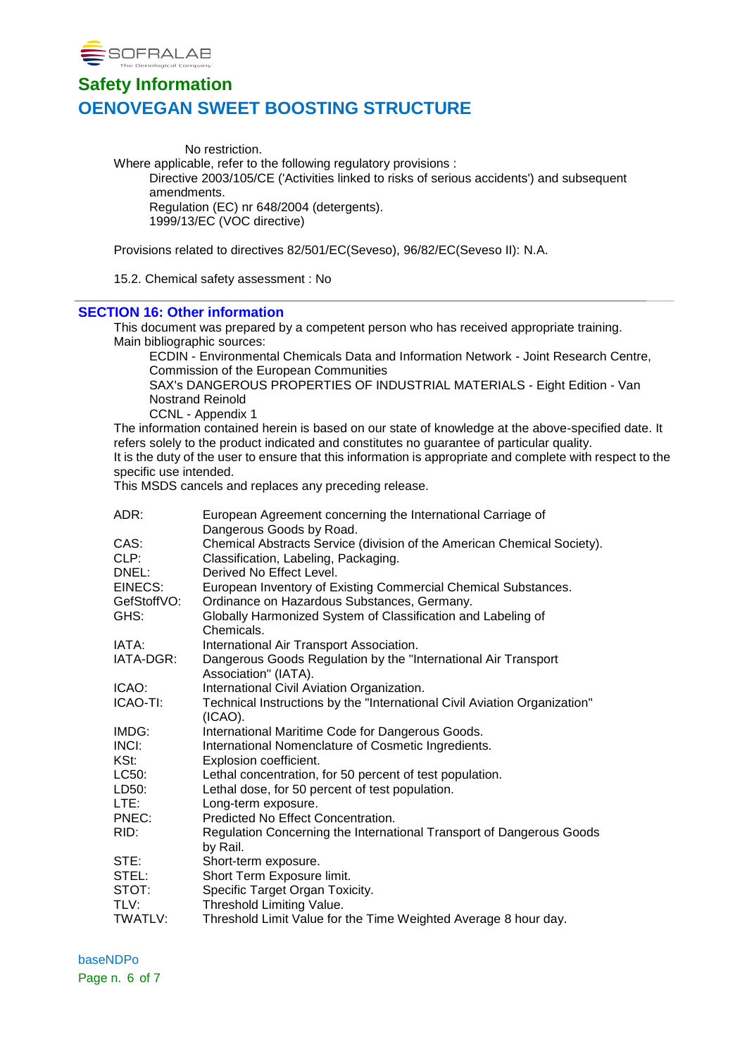No restriction.

Where applicable, refer to the following regulatory provisions :

Directive 2003/105/CE ('Activities linked to risks of serious accidents') and subsequent amendments.
Regulation (EC) nr 648/2004 (detergents).
1999/13/EC (VOC directive)

Provisions related to directives 82/501/EC(Seveso), 96/82/EC(Seveso II): N.A.

15.2. Chemical safety assessment : No

## SECTION 16: Other information

This document was prepared by a competent person who has received appropriate training.
Main bibliographic sources:

ECDIN - Environmental Chemicals Data and Information Network - Joint Research Centre, Commission of the European Communities
SAX's DANGEROUS PROPERTIES OF INDUSTRIAL MATERIALS - Eight Edition - Van Nostrand Reinold
CCNL - Appendix 1

The information contained herein is based on our state of knowledge at the above-specified date. It refers solely to the product indicated and constitutes no guarantee of particular quality.
It is the duty of the user to ensure that this information is appropriate and complete with respect to the specific use intended.
This MSDS cancels and replaces any preceding release.

| | |
|---|---|
| ADR: | European Agreement concerning the International Carriage of Dangerous Goods by Road. |
| CAS: | Chemical Abstracts Service (division of the American Chemical Society). |
| CLP: | Classification, Labeling, Packaging. |
| DNEL: | Derived No Effect Level. |
| EINECS: | European Inventory of Existing Commercial Chemical Substances. |
| GefStoffVO: | Ordinance on Hazardous Substances, Germany. |
| GHS: | Globally Harmonized System of Classification and Labeling of Chemicals. |
| IATA: | International Air Transport Association. |
| IATA-DGR: | Dangerous Goods Regulation by the "International Air Transport Association" (IATA). |
| ICAO: | International Civil Aviation Organization. |
| ICAO-TI: | Technical Instructions by the "International Civil Aviation Organization" (ICAO). |
| IMDG: | International Maritime Code for Dangerous Goods. |
| INCI: | International Nomenclature of Cosmetic Ingredients. |
| KSt: | Explosion coefficient. |
| LC50: | Lethal concentration, for 50 percent of test population. |
| LD50: | Lethal dose, for 50 percent of test population. |
| LTE: | Long-term exposure. |
| PNEC: | Predicted No Effect Concentration. |
| RID: | Regulation Concerning the International Transport of Dangerous Goods by Rail. |
| STE: | Short-term exposure. |
| STEL: | Short Term Exposure limit. |
| STOT: | Specific Target Organ Toxicity. |
| TLV: | Threshold Limiting Value. |
| TWATLV: | Threshold Limit Value for the Time Weighted Average 8 hour day. |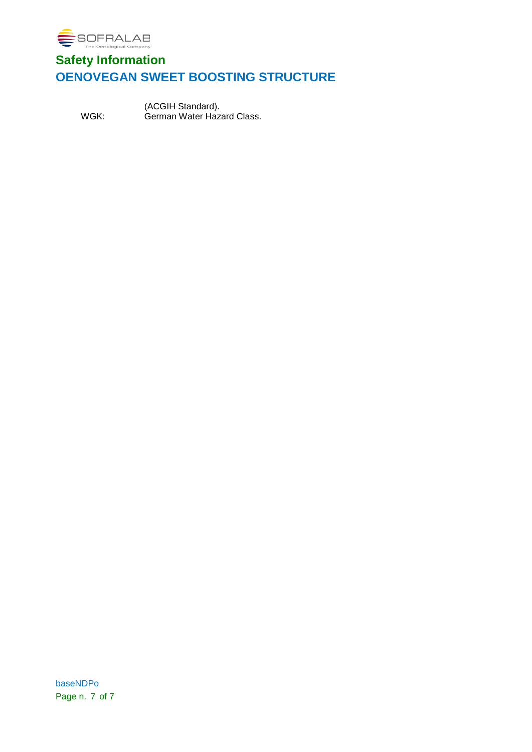| | |
|---|---|
| | (ACGIH Standard). |
| WGK: | German Water Hazard Class. |